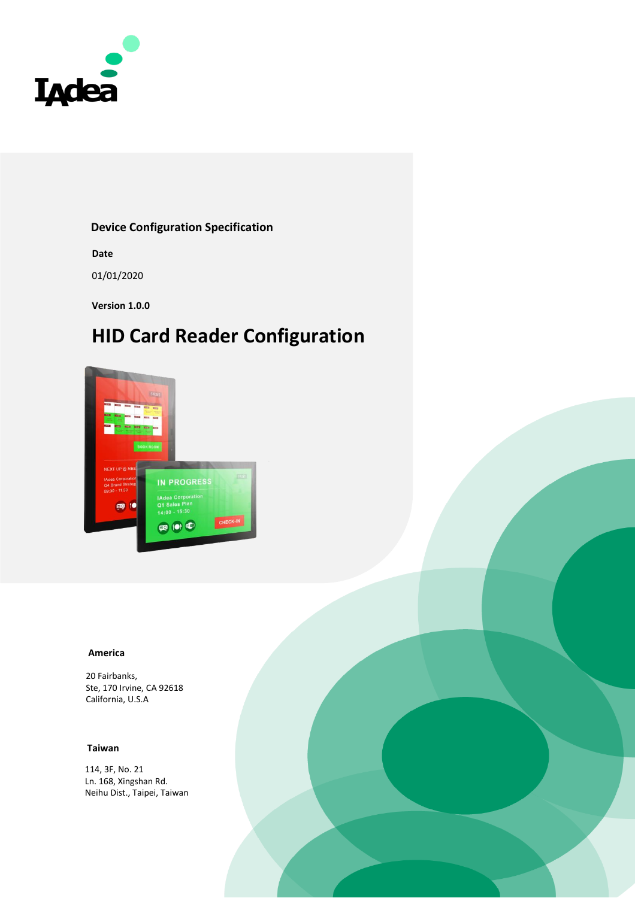**Device Configuration Specification**

**Date**

01/01/2020

**Version 1.0.0**

# HID Card Reader Configuration

**America**

20 Fairbanks,
Ste, 170 Irvine, CA 92618
California, U.S.A

**Taiwan**

114, 3F, No. 21
Ln. 168, Xingshan Rd.
Neihu Dist., Taipei, Taiwan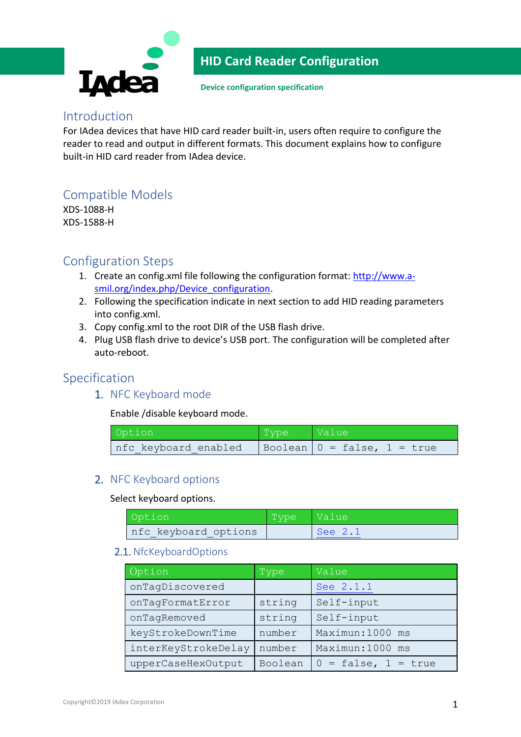# HID Card Reader Configuration

**Device configuration specification**

## Introduction

For IAdea devices that have HID card reader built-in, users often require to configure the reader to read and output in different formats. This document explains how to configure built-in HID card reader from IAdea device.

## Compatible Models

XDS-1088-H
XDS-1588-H

## Configuration Steps

1. Create an config.xml file following the configuration format: http://www.a-smil.org/index.php/Device_configuration.
2. Following the specification indicate in next section to add HID reading parameters into config.xml.
3. Copy config.xml to the root DIR of the USB flash drive.
4. Plug USB flash drive to device's USB port. The configuration will be completed after auto-reboot.

## Specification

### 1. NFC Keyboard mode

Enable /disable keyboard mode.

| Option | Type | Value |
| --- | --- | --- |
| nfc_keyboard_enabled | Boolean | 0 = false, 1 = true |

### 2. NFC Keyboard options

Select keyboard options.

| Option | Type | Value |
| --- | --- | --- |
| nfc_keyboard_options | | See 2.1 |

#### 2.1. NfcKeyboardOptions

| Option | Type | Value |
| --- | --- | --- |
| onTagDiscovered | | See 2.1.1 |
| onTagFormatError | string | Self-input |
| onTagRemoved | string | Self-input |
| keyStrokeDownTime | number | Maximun:1000 ms |
| interKeyStrokeDelay | number | Maximun:1000 ms |
| upperCaseHexOutput | Boolean | 0 = false, 1 = true |

Copyright©2019 IAdea Corporation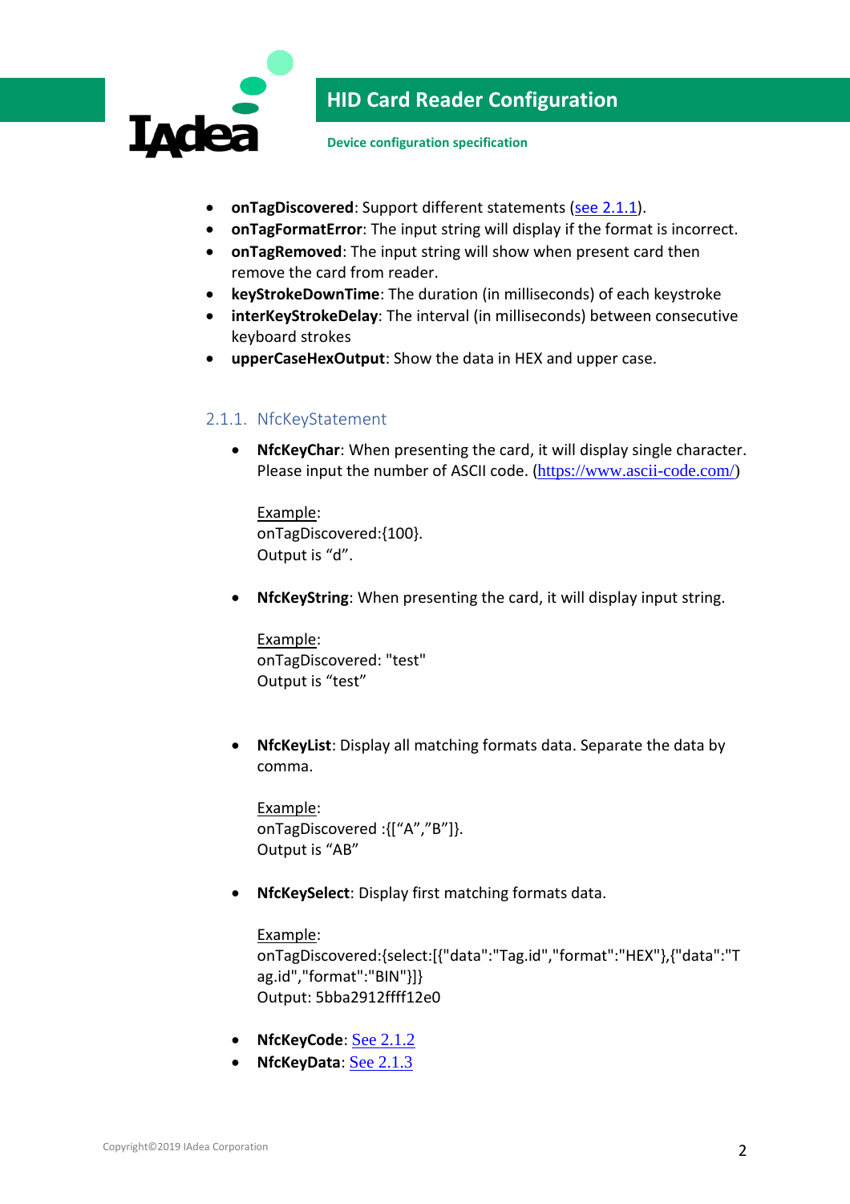- **onTagDiscovered**: Support different statements (see 2.1.1).
- **onTagFormatError**: The input string will display if the format is incorrect.
- **onTagRemoved**: The input string will show when present card then remove the card from reader.
- **keyStrokeDownTime**: The duration (in milliseconds) of each keystroke
- **interKeyStrokeDelay**: The interval (in milliseconds) between consecutive keyboard strokes
- **upperCaseHexOutput**: Show the data in HEX and upper case.

### 2.1.1. NfcKeyStatement

- **NfcKeyChar**: When presenting the card, it will display single character. Please input the number of ASCII code. (https://www.ascii-code.com/)

  Example:
  onTagDiscovered:{100}.
  Output is “d”.

- **NfcKeyString**: When presenting the card, it will display input string.

  Example:
  onTagDiscovered: "test"
  Output is “test”

- **NfcKeyList**: Display all matching formats data. Separate the data by comma.

  Example:
  onTagDiscovered :{[“A”,”B”]}.
  Output is “AB”

- **NfcKeySelect**: Display first matching formats data.

  Example:
  onTagDiscovered:{select:[{"data":"Tag.id","format":"HEX"},{"data":"Tag.id","format":"BIN"}]}
  Output: 5bba2912ffff12e0

- **NfcKeyCode**: See 2.1.2
- **NfcKeyData**: See 2.1.3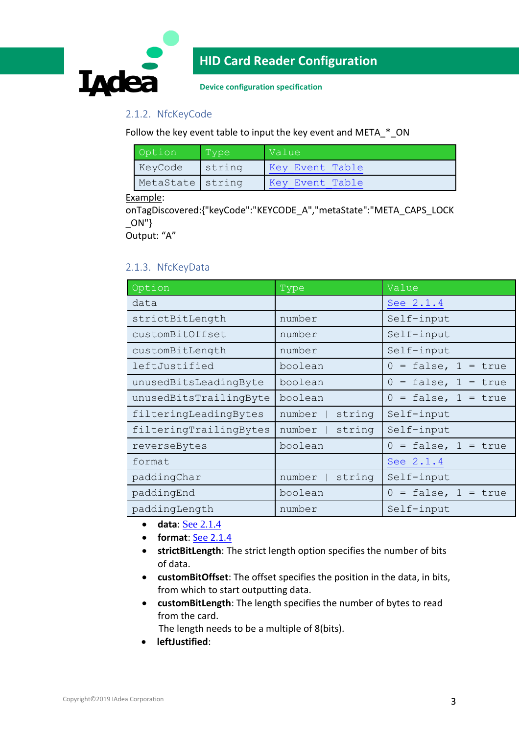### 2.1.2. NfcKeyCode

Follow the key event table to input the key event and META_*_ON

| Option | Type | Value |
|---|---|---|
| KeyCode | string | Key_Event_Table |
| MetaState | string | Key_Event_Table |

Example:
onTagDiscovered:{"keyCode":"KEYCODE_A","metaState":"META_CAPS_LOCK_ON"}
Output: "A"

### 2.1.3. NfcKeyData

| Option | Type | Value |
|---|---|---|
| data | | See 2.1.4 |
| strictBitLength | number | Self-input |
| customBitOffset | number | Self-input |
| customBitLength | number | Self-input |
| leftJustified | boolean | 0 = false, 1 = true |
| unusedBitsLeadingByte | boolean | 0 = false, 1 = true |
| unusedBitsTrailingByte | boolean | 0 = false, 1 = true |
| filteringLeadingBytes | number &#124; string | Self-input |
| filteringTrailingBytes | number &#124; string | Self-input |
| reverseBytes | boolean | 0 = false, 1 = true |
| format | | See 2.1.4 |
| paddingChar | number &#124; string | Self-input |
| paddingEnd | boolean | 0 = false, 1 = true |
| paddingLength | number | Self-input |

- **data**: See 2.1.4
- **format**: See 2.1.4
- **strictBitLength**: The strict length option specifies the number of bits of data.
- **customBitOffset**: The offset specifies the position in the data, in bits, from which to start outputting data.
- **customBitLength**: The length specifies the number of bytes to read from the card.
  The length needs to be a multiple of 8(bits).
- **leftJustified**: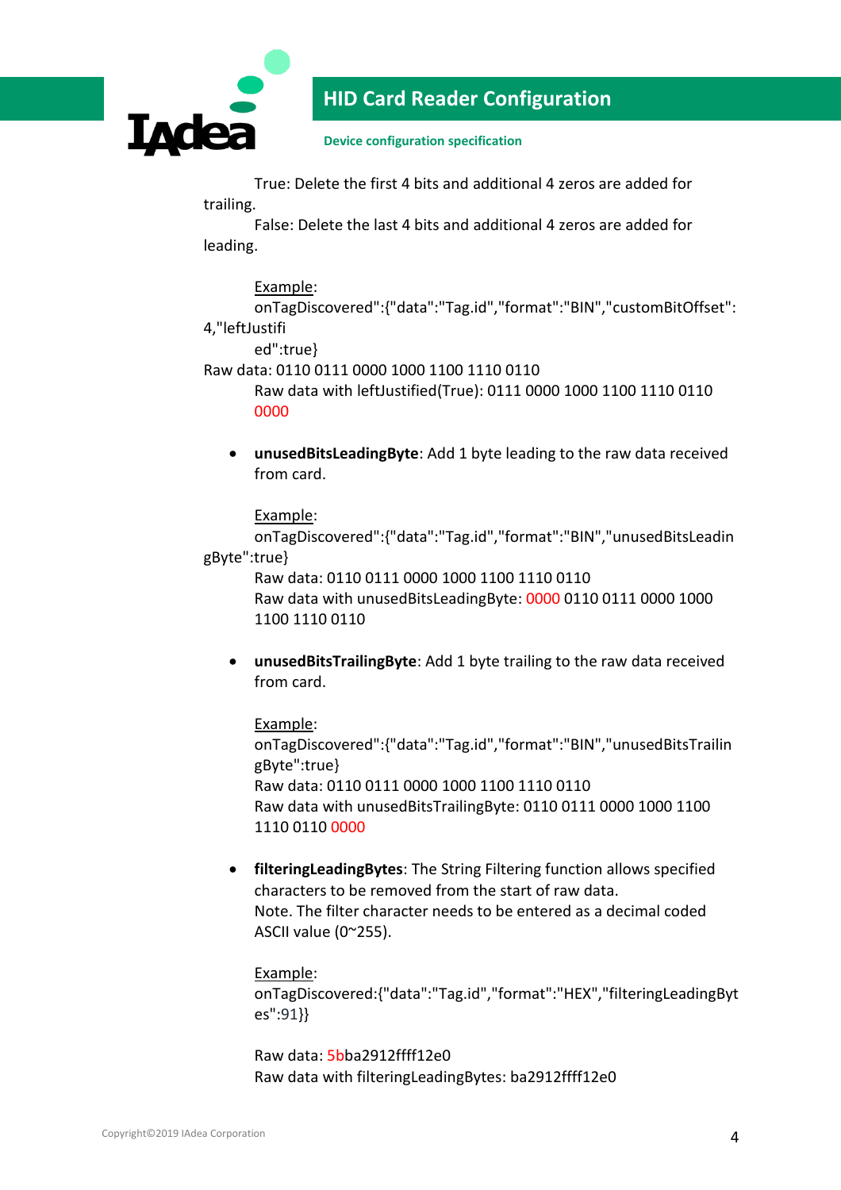True: Delete the first 4 bits and additional 4 zeros are added for trailing.

False: Delete the last 4 bits and additional 4 zeros are added for leading.

Example:

onTagDiscovered":{"data":"Tag.id","format":"BIN","customBitOffset": 4,"leftJustified":true}

Raw data: 0110 0111 0000 1000 1100 1110 0110

Raw data with leftJustified(True): 0111 0000 1000 1100 1110 0110 0000

- **unusedBitsLeadingByte**: Add 1 byte leading to the raw data received from card.

  Example:

  onTagDiscovered":{"data":"Tag.id","format":"BIN","unusedBitsLeadingByte":true}

  Raw data: 0110 0111 0000 1000 1100 1110 0110

  Raw data with unusedBitsLeadingByte: 0000 0110 0111 0000 1000 1100 1110 0110

- **unusedBitsTrailingByte**: Add 1 byte trailing to the raw data received from card.

  Example:

  onTagDiscovered":{"data":"Tag.id","format":"BIN","unusedBitsTrailingByte":true}

  Raw data: 0110 0111 0000 1000 1100 1110 0110

  Raw data with unusedBitsTrailingByte: 0110 0111 0000 1000 1100 1110 0110 0000

- **filteringLeadingBytes**: The String Filtering function allows specified characters to be removed from the start of raw data.
  Note. The filter character needs to be entered as a decimal coded ASCII value (0~255).

  Example:

  onTagDiscovered:{"data":"Tag.id","format":"HEX","filteringLeadingBytes":91}}

  Raw data: 5bba2912ffff12e0

  Raw data with filteringLeadingBytes: ba2912ffff12e0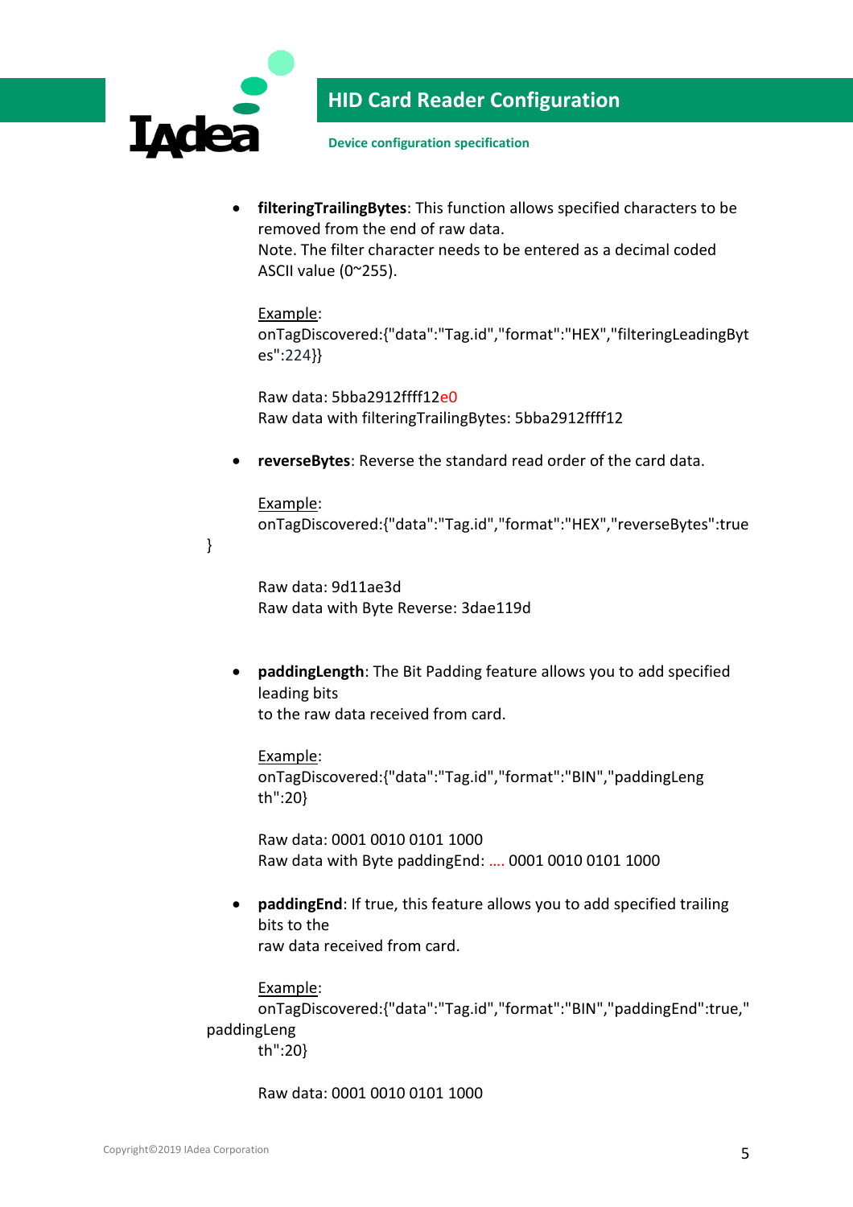- **filteringTrailingBytes**: This function allows specified characters to be removed from the end of raw data.
  Note. The filter character needs to be entered as a decimal coded ASCII value (0~255).

  Example:
  onTagDiscovered:{"data":"Tag.id","format":"HEX","filteringLeadingBytes":224}}

  Raw data: 5bba2912ffff12e0
  Raw data with filteringTrailingBytes: 5bba2912ffff12

- **reverseBytes**: Reverse the standard read order of the card data.

  Example:
  onTagDiscovered:{"data":"Tag.id","format":"HEX","reverseBytes":true
}

  Raw data: 9d11ae3d
  Raw data with Byte Reverse: 3dae119d

- **paddingLength**: The Bit Padding feature allows you to add specified leading bits
  to the raw data received from card.

  Example:
  onTagDiscovered:{"data":"Tag.id","format":"BIN","paddingLength":20}

  Raw data: 0001 0010 0101 1000
  Raw data with Byte paddingEnd: …. 0001 0010 0101 1000

- **paddingEnd**: If true, this feature allows you to add specified trailing bits to the
  raw data received from card.

  Example:
  onTagDiscovered:{"data":"Tag.id","format":"BIN","paddingEnd":true,"paddingLength":20}

  Raw data: 0001 0010 0101 1000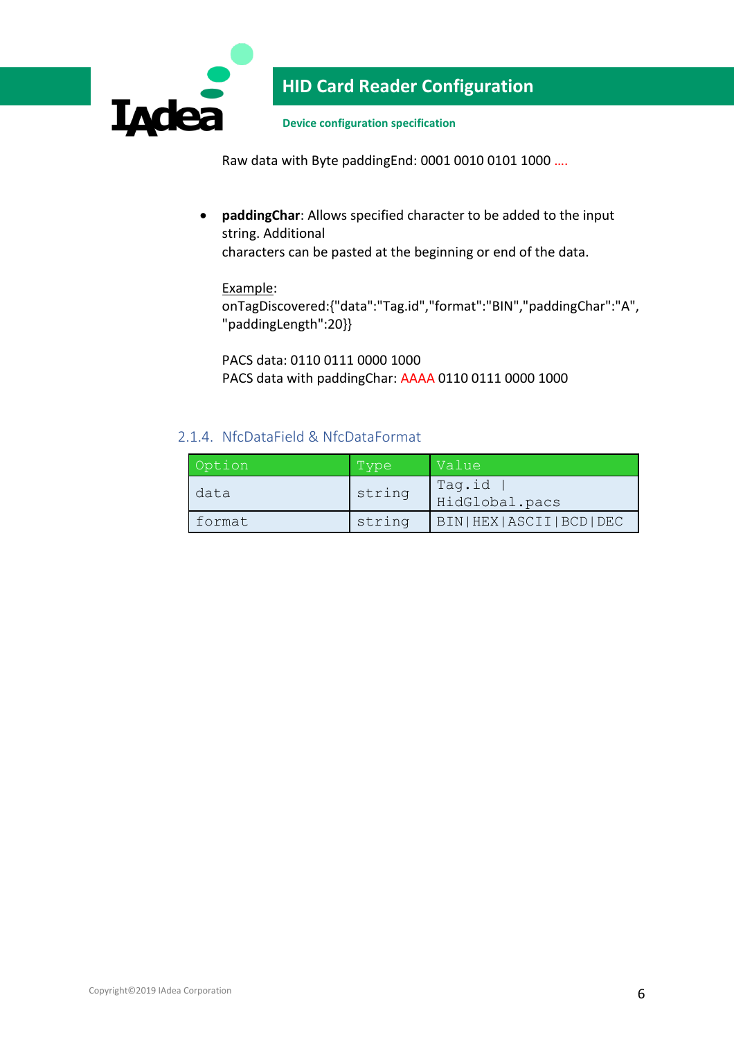Raw data with Byte paddingEnd: 0001 0010 0101 1000 ....

- **paddingChar**: Allows specified character to be added to the input string. Additional
  characters can be pasted at the beginning or end of the data.

  Example:
  onTagDiscovered:{"data":"Tag.id","format":"BIN","paddingChar":"A", "paddingLength":20}}

  PACS data: 0110 0111 0000 1000
  PACS data with paddingChar: AAAA 0110 0111 0000 1000

### 2.1.4. NfcDataField & NfcDataFormat

| Option | Type | Value |
|---|---|---|
| data | string | Tag.id \| HidGlobal.pacs |
| format | string | BIN\|HEX\|ASCII\|BCD\|DEC |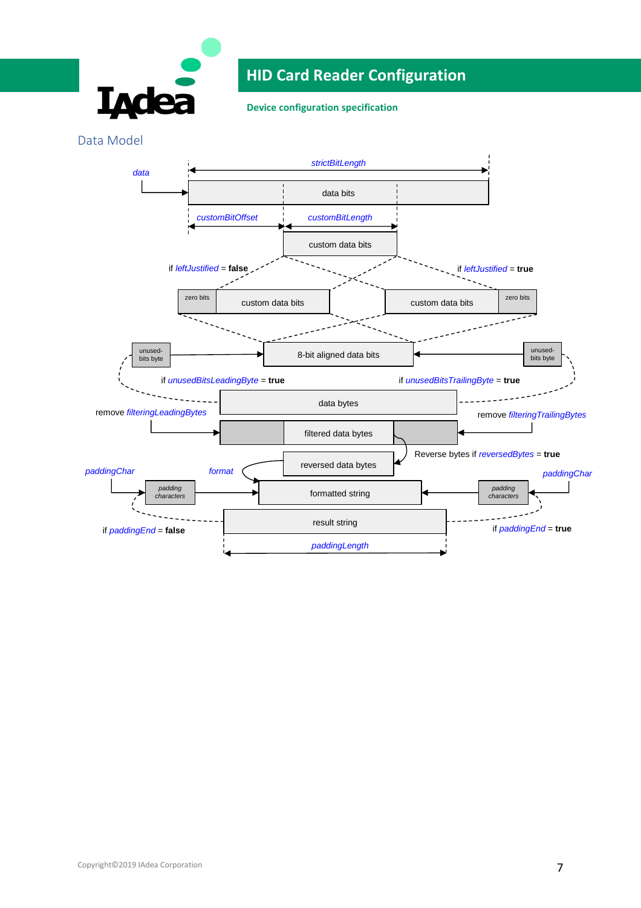## Data Model

strictBitLength

data → data bits

customBitOffset | customBitLength

custom data bits

if *leftJustified* = **false** | if *leftJustified* = **true**

zero bits | custom data bits | custom data bits | zero bits

unused-bits byte → 8-bit aligned data bits ← unused-bits byte

if *unusedBitsLeadingByte* = **true** | if *unusedBitsTrailingByte* = **true**

data bytes

remove *filteringLeadingBytes* | remove *filteringTrailingBytes*

filtered data bytes

Reverse bytes if *reversedBytes* = **true**

reversed data bytes

*paddingChar* | *format* | *paddingChar*

padding characters → formatted string ← padding characters

if *paddingEnd* = **false** | if *paddingEnd* = **true**

result string

*paddingLength*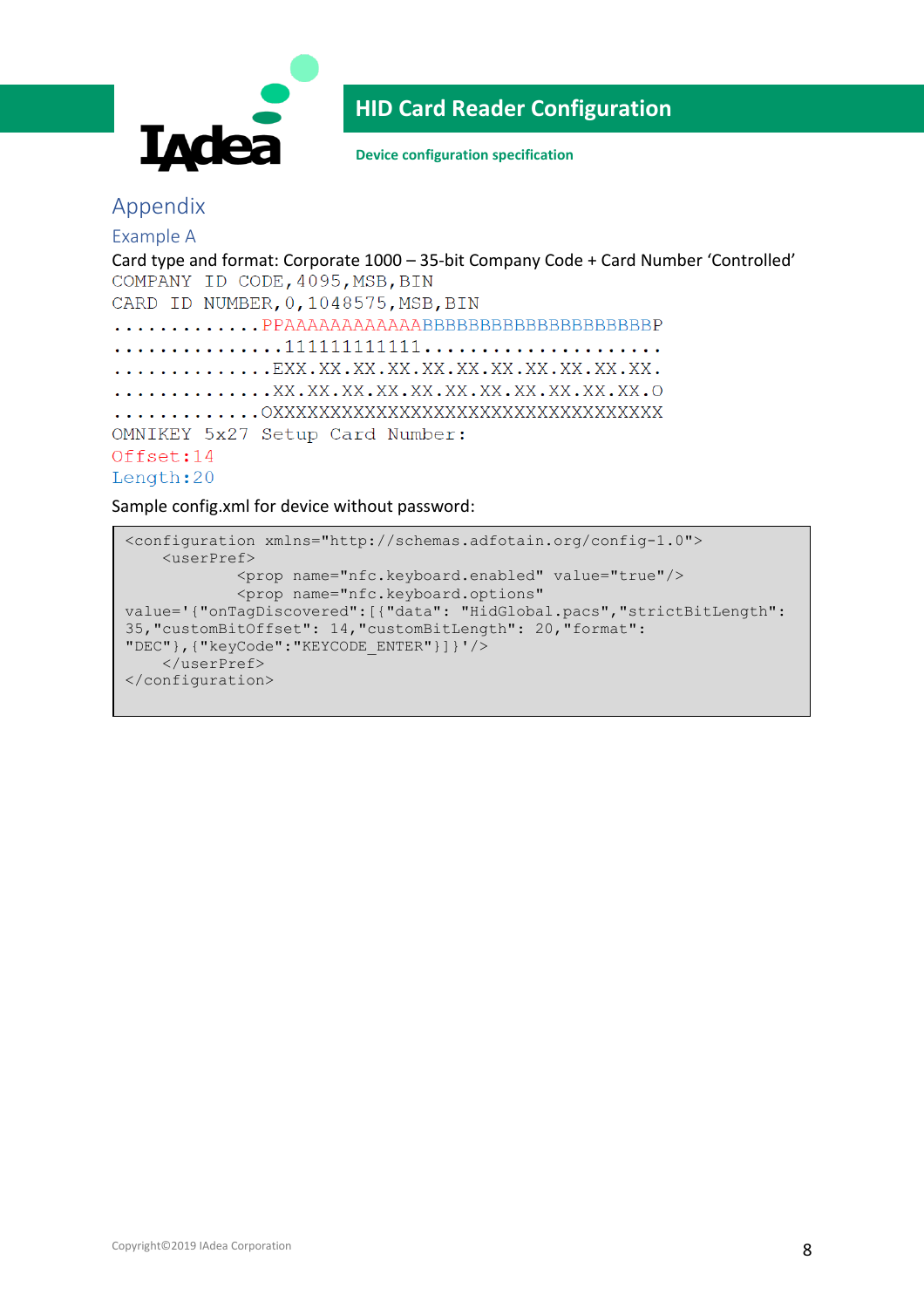# Appendix

## Example A

Card type and format: Corporate 1000 – 35-bit Company Code + Card Number ‘Controlled’

```
COMPANY ID CODE,4095,MSB,BIN
CARD ID NUMBER,0,1048575,MSB,BIN
.............PPAAAAAAAAAAAABBBBBBBBBBBBBBBBBBBBBP
...............111111111111.....................
.............EXX.XX.XX.XX.XX.XX.XX.XX.XX.XX.XX.
.............XX.XX.XX.XX.XX.XX.XX.XX.XX.XX.XX.O
............OXXXXXXXXXXXXXXXXXXXXXXXXXXXXXXXXXXX
OMNIKEY 5x27 Setup Card Number:
Offset:14
Length:20
```

Sample config.xml for device without password:

```
<configuration xmlns="http://schemas.adfotain.org/config-1.0">
    <userPref>
            <prop name="nfc.keyboard.enabled" value="true"/>
            <prop name="nfc.keyboard.options"
value='{"onTagDiscovered":[{"data": "HidGlobal.pacs","strictBitLength":
35,"customBitOffset": 14,"customBitLength": 20,"format":
"DEC"},{"keyCode":"KEYCODE_ENTER"}]}'/>
    </userPref>
</configuration>
```